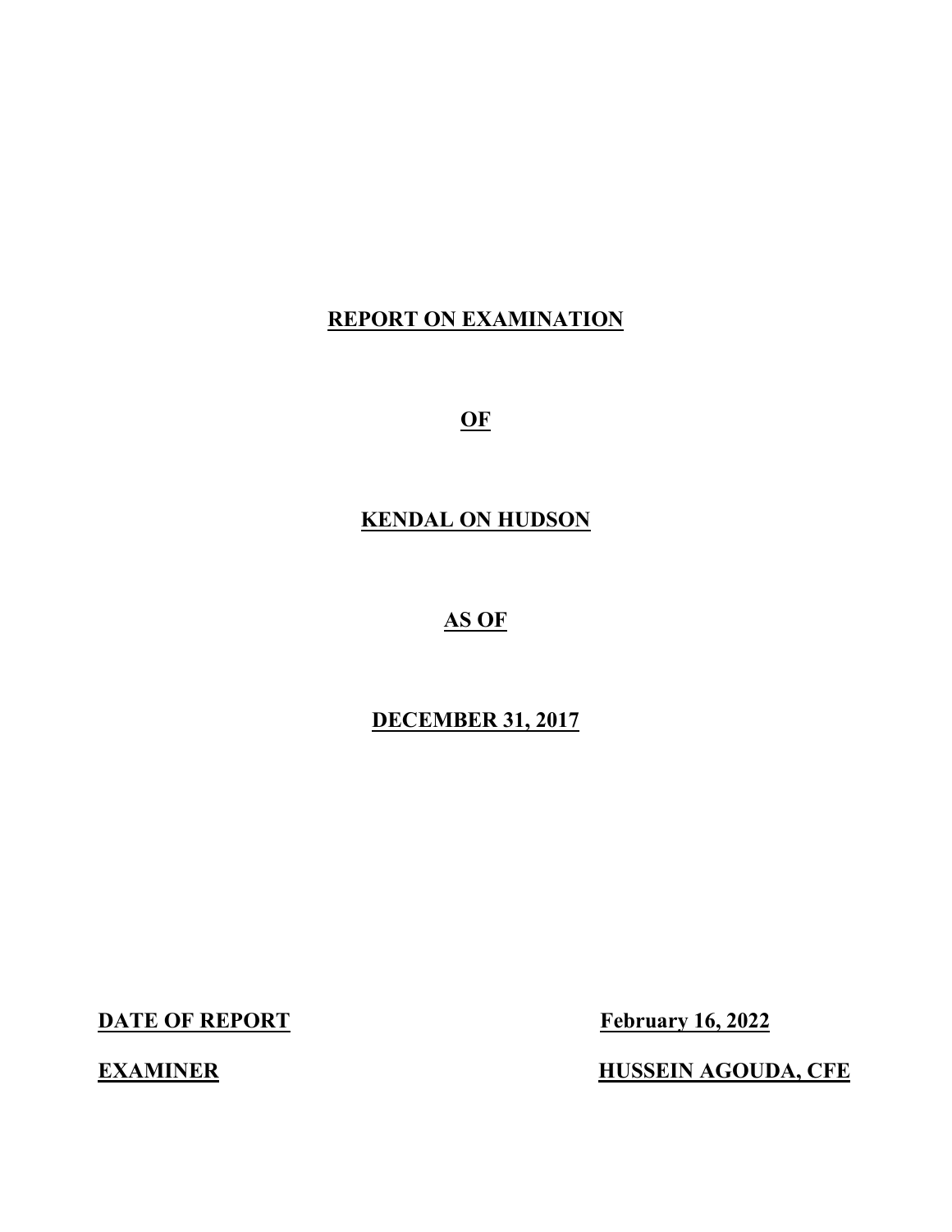# REPORT ON EXAMINATION

# OF

# KENDAL ON HUDSON

# AS OF

# DECEMBER 31, 2017

| **DATE OF REPORT** | **February 16, 2022** |
|---|---|
| **EXAMINER** | **HUSSEIN AGOUDA, CFE** |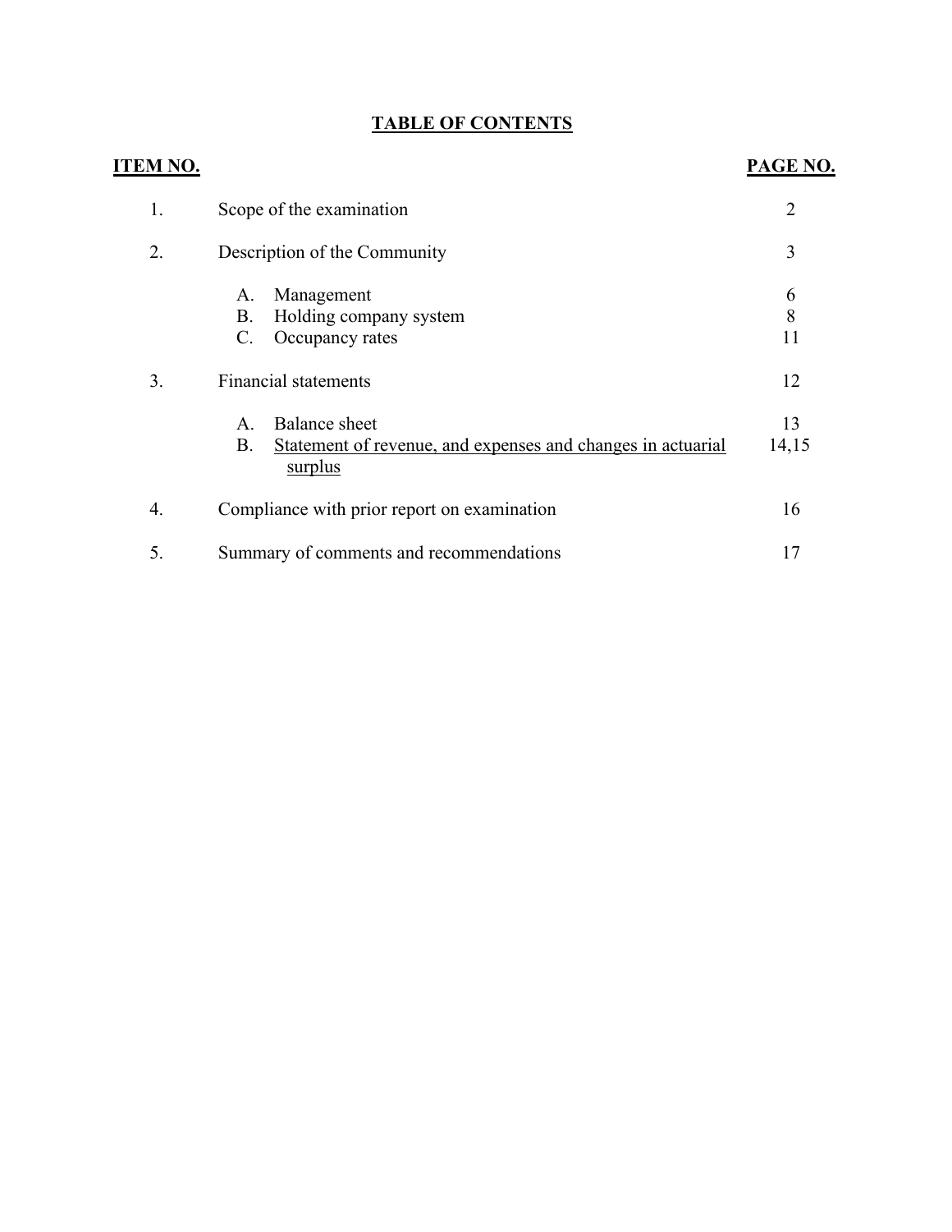# TABLE OF CONTENTS

| ITEM NO. | | PAGE NO. |
|---|---|---|
| 1. | Scope of the examination | 2 |
| 2. | Description of the Community | 3 |
| | A. Management | 6 |
| | B. Holding company system | 8 |
| | C. Occupancy rates | 11 |
| 3. | Financial statements | 12 |
| | A. Balance sheet | 13 |
| | B. Statement of revenue, and expenses and changes in actuarial surplus | 14,15 |
| 4. | Compliance with prior report on examination | 16 |
| 5. | Summary of comments and recommendations | 17 |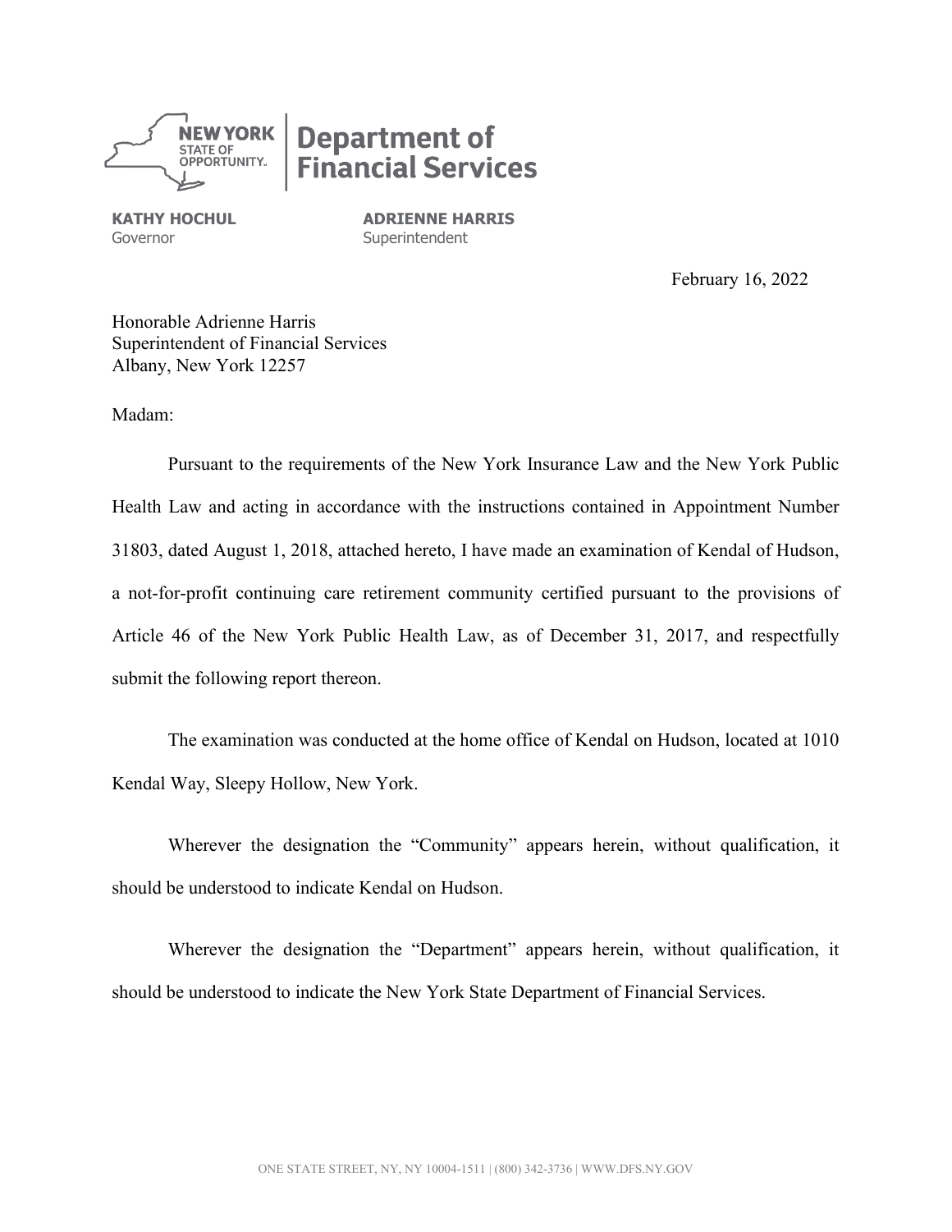**NEW YORK STATE OF OPPORTUNITY.** | **Department of Financial Services**

**KATHY HOCHUL**
Governor

**ADRIENNE HARRIS**
Superintendent

February 16, 2022

Honorable Adrienne Harris
Superintendent of Financial Services
Albany, New York 12257

Madam:

Pursuant to the requirements of the New York Insurance Law and the New York Public Health Law and acting in accordance with the instructions contained in Appointment Number 31803, dated August 1, 2018, attached hereto, I have made an examination of Kendal of Hudson, a not-for-profit continuing care retirement community certified pursuant to the provisions of Article 46 of the New York Public Health Law, as of December 31, 2017, and respectfully submit the following report thereon.

The examination was conducted at the home office of Kendal on Hudson, located at 1010 Kendal Way, Sleepy Hollow, New York.

Wherever the designation the "Community" appears herein, without qualification, it should be understood to indicate Kendal on Hudson.

Wherever the designation the "Department" appears herein, without qualification, it should be understood to indicate the New York State Department of Financial Services.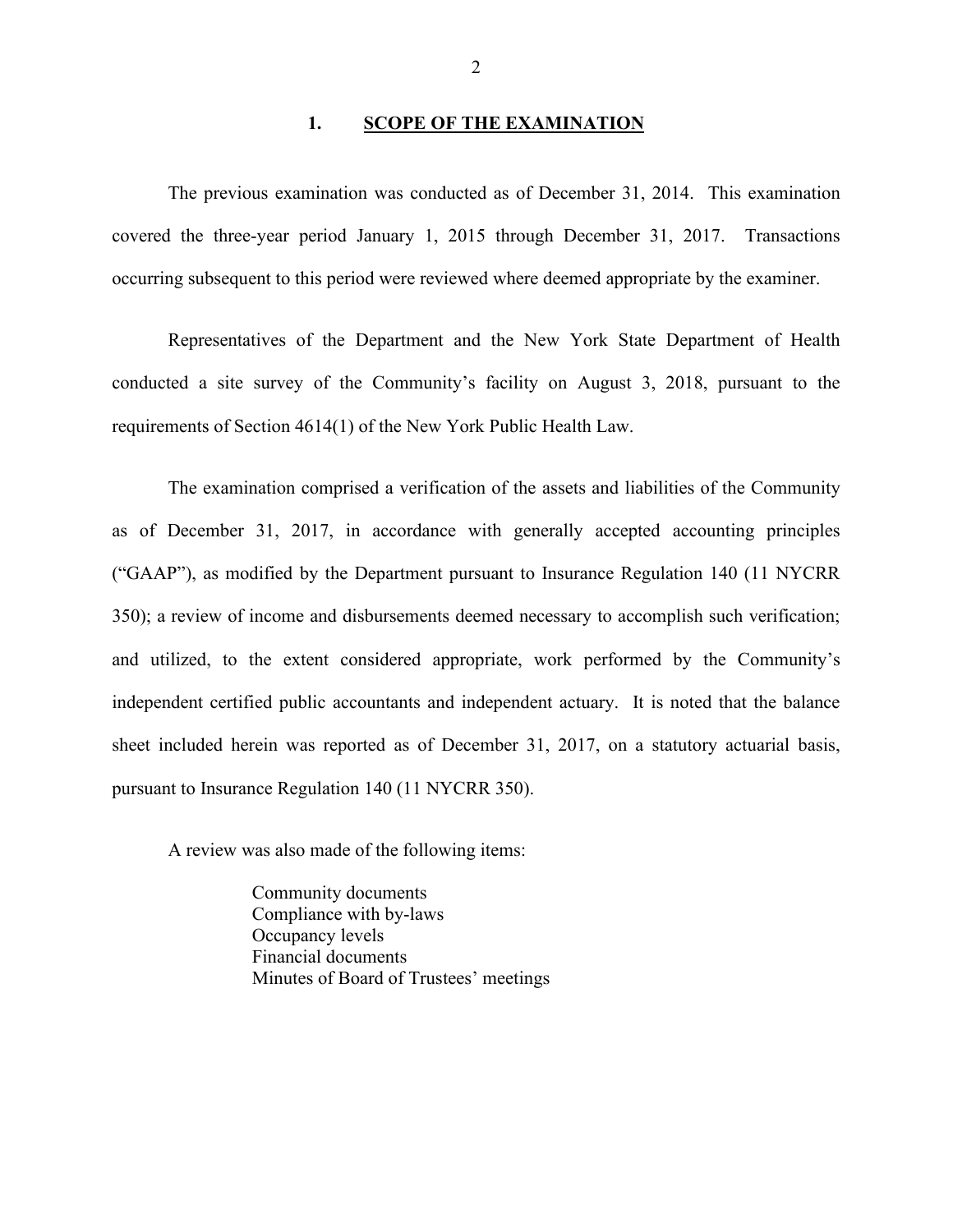## 1. SCOPE OF THE EXAMINATION

The previous examination was conducted as of December 31, 2014. This examination covered the three-year period January 1, 2015 through December 31, 2017. Transactions occurring subsequent to this period were reviewed where deemed appropriate by the examiner.

Representatives of the Department and the New York State Department of Health conducted a site survey of the Community's facility on August 3, 2018, pursuant to the requirements of Section 4614(1) of the New York Public Health Law.

The examination comprised a verification of the assets and liabilities of the Community as of December 31, 2017, in accordance with generally accepted accounting principles ("GAAP"), as modified by the Department pursuant to Insurance Regulation 140 (11 NYCRR 350); a review of income and disbursements deemed necessary to accomplish such verification; and utilized, to the extent considered appropriate, work performed by the Community's independent certified public accountants and independent actuary. It is noted that the balance sheet included herein was reported as of December 31, 2017, on a statutory actuarial basis, pursuant to Insurance Regulation 140 (11 NYCRR 350).

A review was also made of the following items:

- Community documents
- Compliance with by-laws
- Occupancy levels
- Financial documents
- Minutes of Board of Trustees' meetings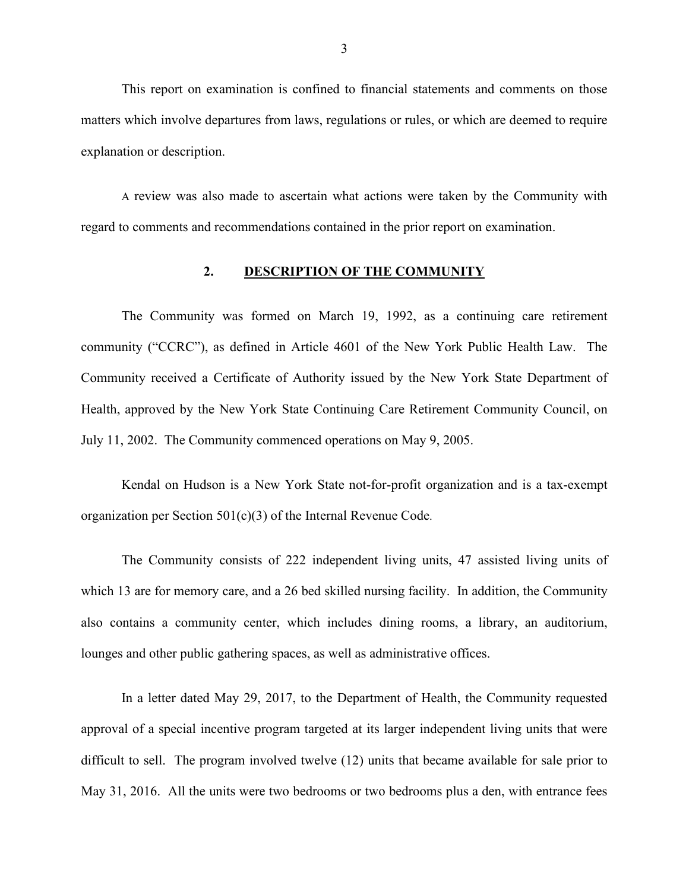This report on examination is confined to financial statements and comments on those matters which involve departures from laws, regulations or rules, or which are deemed to require explanation or description.

A review was also made to ascertain what actions were taken by the Community with regard to comments and recommendations contained in the prior report on examination.

## 2. DESCRIPTION OF THE COMMUNITY

The Community was formed on March 19, 1992, as a continuing care retirement community ("CCRC"), as defined in Article 4601 of the New York Public Health Law. The Community received a Certificate of Authority issued by the New York State Department of Health, approved by the New York State Continuing Care Retirement Community Council, on July 11, 2002. The Community commenced operations on May 9, 2005.

Kendal on Hudson is a New York State not-for-profit organization and is a tax-exempt organization per Section 501(c)(3) of the Internal Revenue Code.

The Community consists of 222 independent living units, 47 assisted living units of which 13 are for memory care, and a 26 bed skilled nursing facility. In addition, the Community also contains a community center, which includes dining rooms, a library, an auditorium, lounges and other public gathering spaces, as well as administrative offices.

In a letter dated May 29, 2017, to the Department of Health, the Community requested approval of a special incentive program targeted at its larger independent living units that were difficult to sell. The program involved twelve (12) units that became available for sale prior to May 31, 2016. All the units were two bedrooms or two bedrooms plus a den, with entrance fees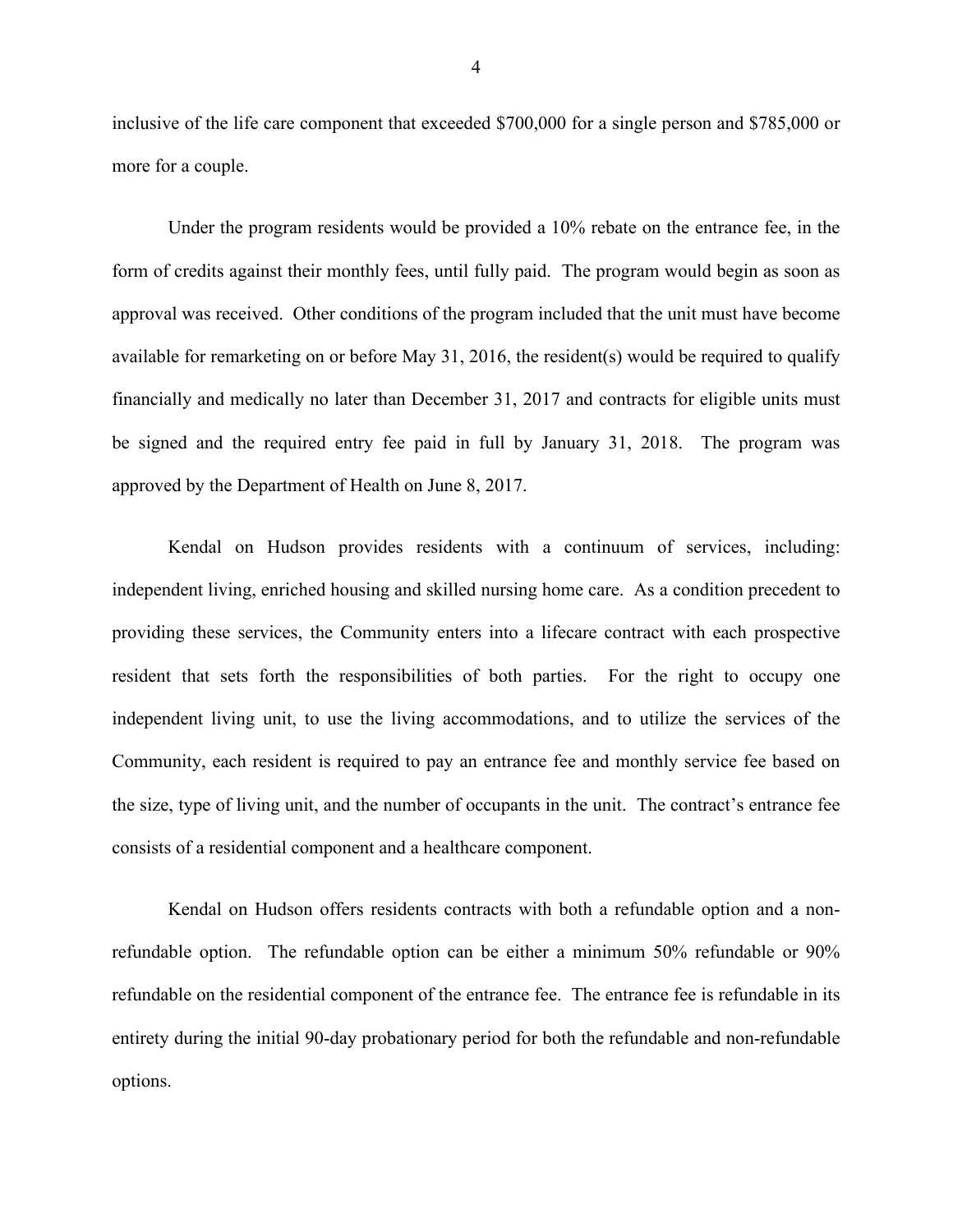inclusive of the life care component that exceeded $700,000 for a single person and $785,000 or more for a couple.

Under the program residents would be provided a 10% rebate on the entrance fee, in the form of credits against their monthly fees, until fully paid. The program would begin as soon as approval was received. Other conditions of the program included that the unit must have become available for remarketing on or before May 31, 2016, the resident(s) would be required to qualify financially and medically no later than December 31, 2017 and contracts for eligible units must be signed and the required entry fee paid in full by January 31, 2018. The program was approved by the Department of Health on June 8, 2017.

Kendal on Hudson provides residents with a continuum of services, including: independent living, enriched housing and skilled nursing home care. As a condition precedent to providing these services, the Community enters into a lifecare contract with each prospective resident that sets forth the responsibilities of both parties. For the right to occupy one independent living unit, to use the living accommodations, and to utilize the services of the Community, each resident is required to pay an entrance fee and monthly service fee based on the size, type of living unit, and the number of occupants in the unit. The contract's entrance fee consists of a residential component and a healthcare component.

Kendal on Hudson offers residents contracts with both a refundable option and a non-refundable option. The refundable option can be either a minimum 50% refundable or 90% refundable on the residential component of the entrance fee. The entrance fee is refundable in its entirety during the initial 90-day probationary period for both the refundable and non-refundable options.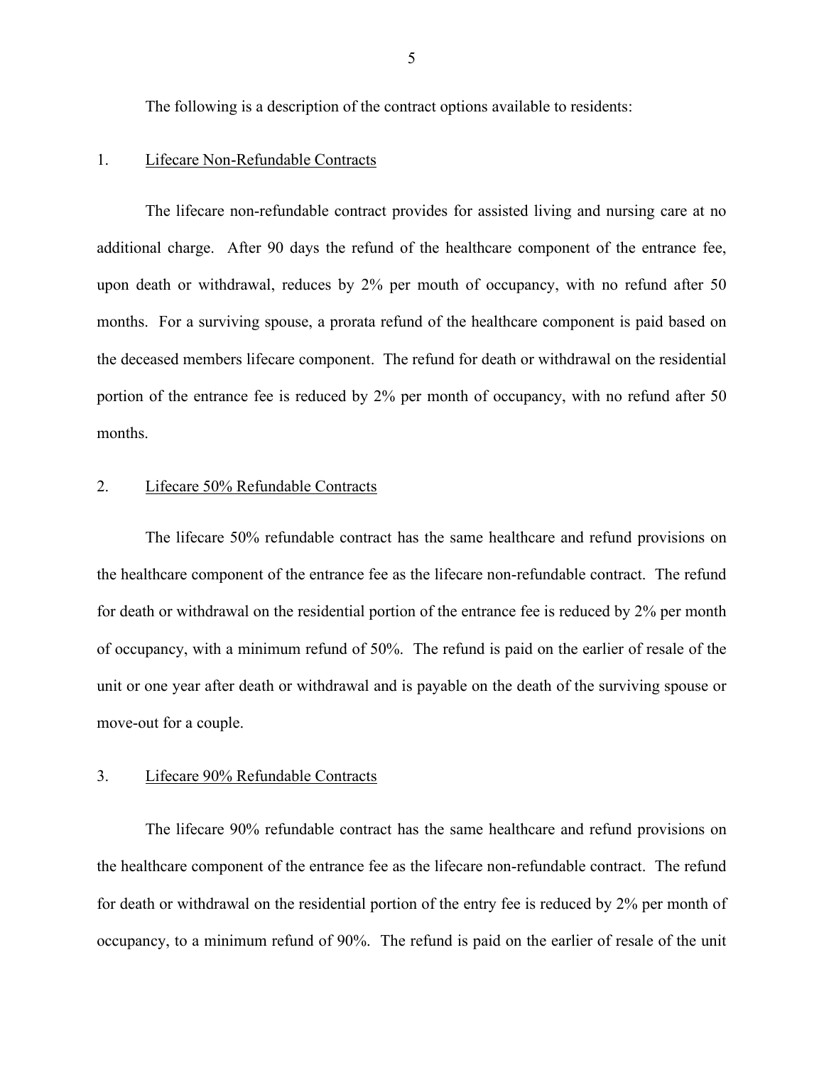The following is a description of the contract options available to residents:

1. <u>Lifecare Non-Refundable Contracts</u>

The lifecare non-refundable contract provides for assisted living and nursing care at no additional charge. After 90 days the refund of the healthcare component of the entrance fee, upon death or withdrawal, reduces by 2% per mouth of occupancy, with no refund after 50 months. For a surviving spouse, a prorata refund of the healthcare component is paid based on the deceased members lifecare component. The refund for death or withdrawal on the residential portion of the entrance fee is reduced by 2% per month of occupancy, with no refund after 50 months.

2. <u>Lifecare 50% Refundable Contracts</u>

The lifecare 50% refundable contract has the same healthcare and refund provisions on the healthcare component of the entrance fee as the lifecare non-refundable contract. The refund for death or withdrawal on the residential portion of the entrance fee is reduced by 2% per month of occupancy, with a minimum refund of 50%. The refund is paid on the earlier of resale of the unit or one year after death or withdrawal and is payable on the death of the surviving spouse or move-out for a couple.

3. <u>Lifecare 90% Refundable Contracts</u>

The lifecare 90% refundable contract has the same healthcare and refund provisions on the healthcare component of the entrance fee as the lifecare non-refundable contract. The refund for death or withdrawal on the residential portion of the entry fee is reduced by 2% per month of occupancy, to a minimum refund of 90%. The refund is paid on the earlier of resale of the unit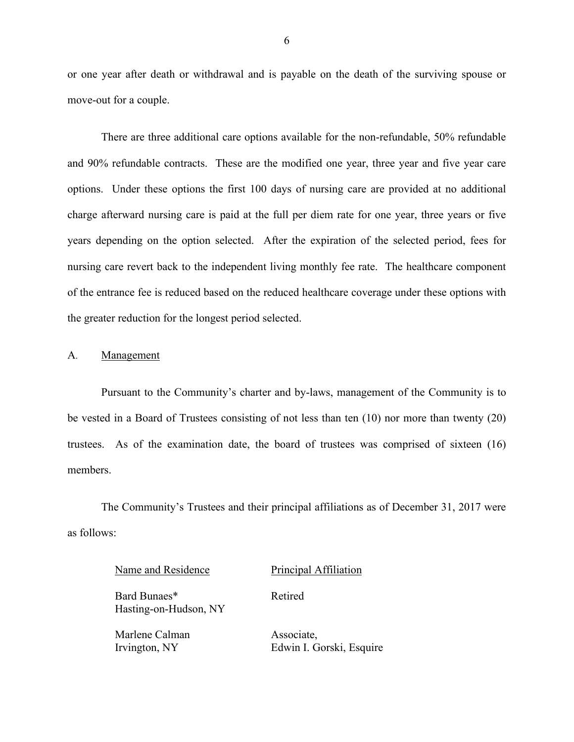or one year after death or withdrawal and is payable on the death of the surviving spouse or move-out for a couple.

There are three additional care options available for the non-refundable, 50% refundable and 90% refundable contracts. These are the modified one year, three year and five year care options. Under these options the first 100 days of nursing care are provided at no additional charge afterward nursing care is paid at the full per diem rate for one year, three years or five years depending on the option selected. After the expiration of the selected period, fees for nursing care revert back to the independent living monthly fee rate. The healthcare component of the entrance fee is reduced based on the reduced healthcare coverage under these options with the greater reduction for the longest period selected.

## A. Management

Pursuant to the Community's charter and by-laws, management of the Community is to be vested in a Board of Trustees consisting of not less than ten (10) nor more than twenty (20) trustees. As of the examination date, the board of trustees was comprised of sixteen (16) members.

The Community's Trustees and their principal affiliations as of December 31, 2017 were as follows:

| Name and Residence | Principal Affiliation |
|---|---|
| Bard Bunaes*<br>Hasting-on-Hudson, NY | Retired |
| Marlene Calman<br>Irvington, NY | Associate,<br>Edwin I. Gorski, Esquire |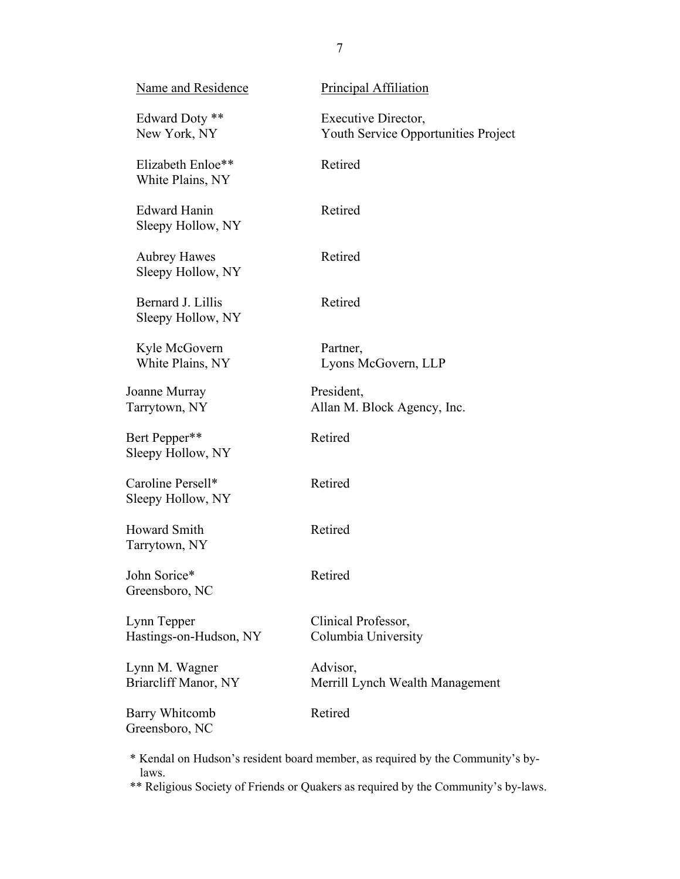| Name and Residence | Principal Affiliation |
| --- | --- |
| Edward Doty **<br>New York, NY | Executive Director,<br>Youth Service Opportunities Project |
| Elizabeth Enloe**<br>White Plains, NY | Retired |
| Edward Hanin<br>Sleepy Hollow, NY | Retired |
| Aubrey Hawes<br>Sleepy Hollow, NY | Retired |
| Bernard J. Lillis<br>Sleepy Hollow, NY | Retired |
| Kyle McGovern<br>White Plains, NY | Partner,<br>Lyons McGovern, LLP |
| Joanne Murray<br>Tarrytown, NY | President,<br>Allan M. Block Agency, Inc. |
| Bert Pepper**<br>Sleepy Hollow, NY | Retired |
| Caroline Persell*<br>Sleepy Hollow, NY | Retired |
| Howard Smith<br>Tarrytown, NY | Retired |
| John Sorice*<br>Greensboro, NC | Retired |
| Lynn Tepper<br>Hastings-on-Hudson, NY | Clinical Professor,<br>Columbia University |
| Lynn M. Wagner<br>Briarcliff Manor, NY | Advisor,<br>Merrill Lynch Wealth Management |
| Barry Whitcomb<br>Greensboro, NC | Retired |

\* Kendal on Hudson's resident board member, as required by the Community's by-laws.

\** Religious Society of Friends or Quakers as required by the Community's by-laws.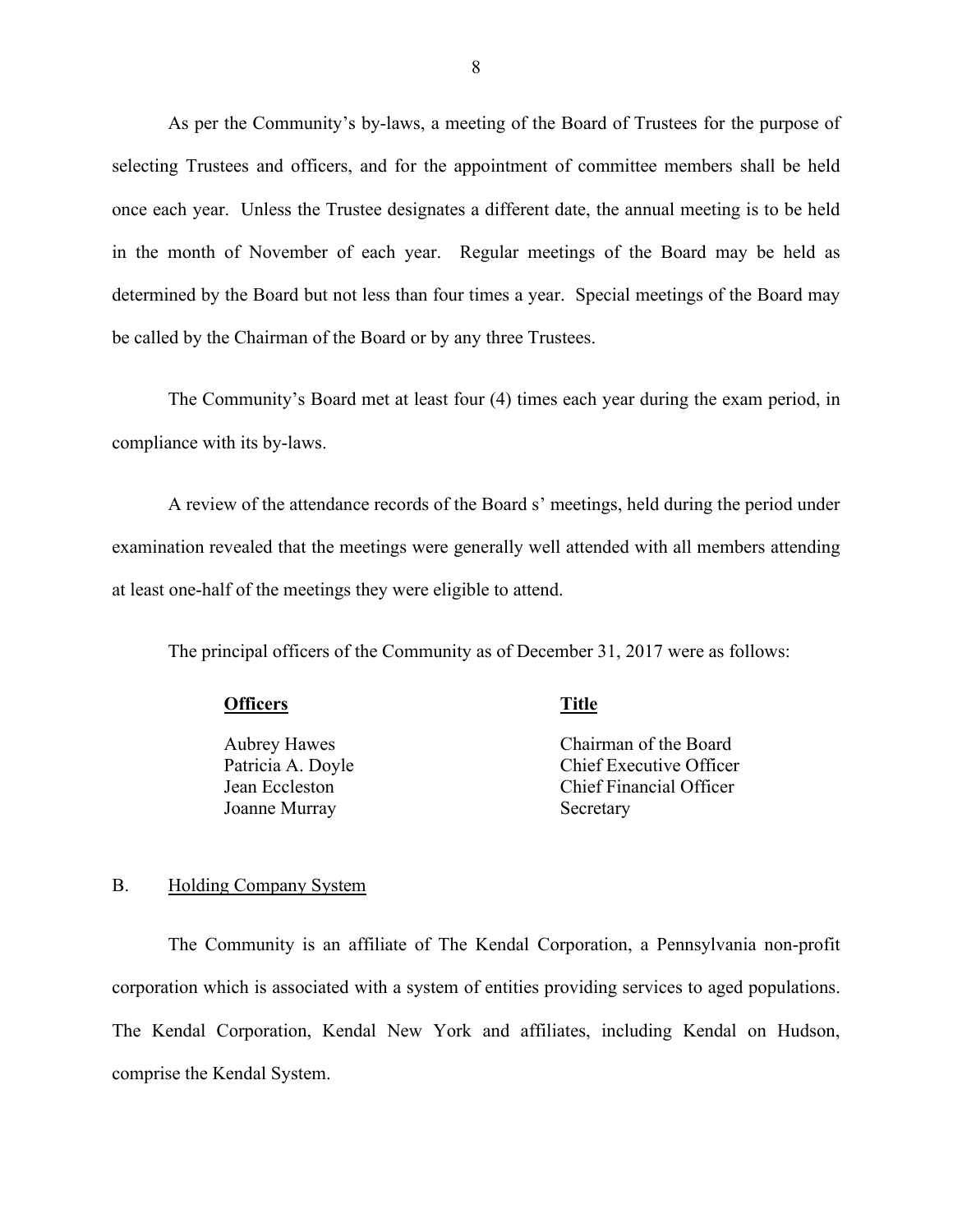As per the Community's by-laws, a meeting of the Board of Trustees for the purpose of selecting Trustees and officers, and for the appointment of committee members shall be held once each year. Unless the Trustee designates a different date, the annual meeting is to be held in the month of November of each year. Regular meetings of the Board may be held as determined by the Board but not less than four times a year. Special meetings of the Board may be called by the Chairman of the Board or by any three Trustees.

The Community's Board met at least four (4) times each year during the exam period, in compliance with its by-laws.

A review of the attendance records of the Board s' meetings, held during the period under examination revealed that the meetings were generally well attended with all members attending at least one-half of the meetings they were eligible to attend.

The principal officers of the Community as of December 31, 2017 were as follows:

| Officers | Title |
|---|---|
| Aubrey Hawes | Chairman of the Board |
| Patricia A. Doyle | Chief Executive Officer |
| Jean Eccleston | Chief Financial Officer |
| Joanne Murray | Secretary |

## B. Holding Company System

The Community is an affiliate of The Kendal Corporation, a Pennsylvania non-profit corporation which is associated with a system of entities providing services to aged populations. The Kendal Corporation, Kendal New York and affiliates, including Kendal on Hudson, comprise the Kendal System.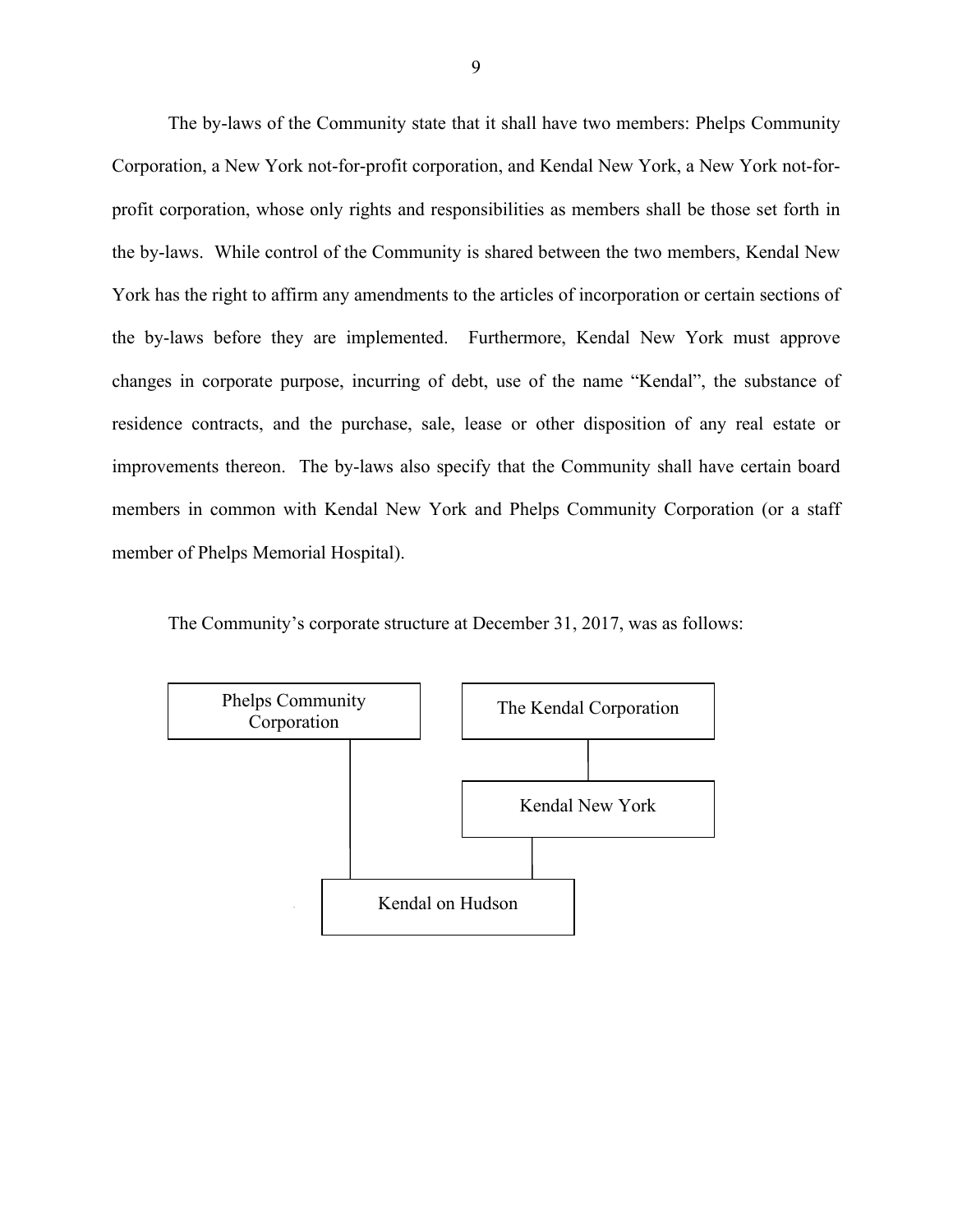The by-laws of the Community state that it shall have two members: Phelps Community Corporation, a New York not-for-profit corporation, and Kendal New York, a New York not-for-profit corporation, whose only rights and responsibilities as members shall be those set forth in the by-laws. While control of the Community is shared between the two members, Kendal New York has the right to affirm any amendments to the articles of incorporation or certain sections of the by-laws before they are implemented. Furthermore, Kendal New York must approve changes in corporate purpose, incurring of debt, use of the name "Kendal", the substance of residence contracts, and the purchase, sale, lease or other disposition of any real estate or improvements thereon. The by-laws also specify that the Community shall have certain board members in common with Kendal New York and Phelps Community Corporation (or a staff member of Phelps Memorial Hospital).

The Community's corporate structure at December 31, 2017, was as follows:

```
Phelps Community Corporation        The Kendal Corporation
            |                                |
            |                         Kendal New York
            |                                |
            +-------- Kendal on Hudson ------+
```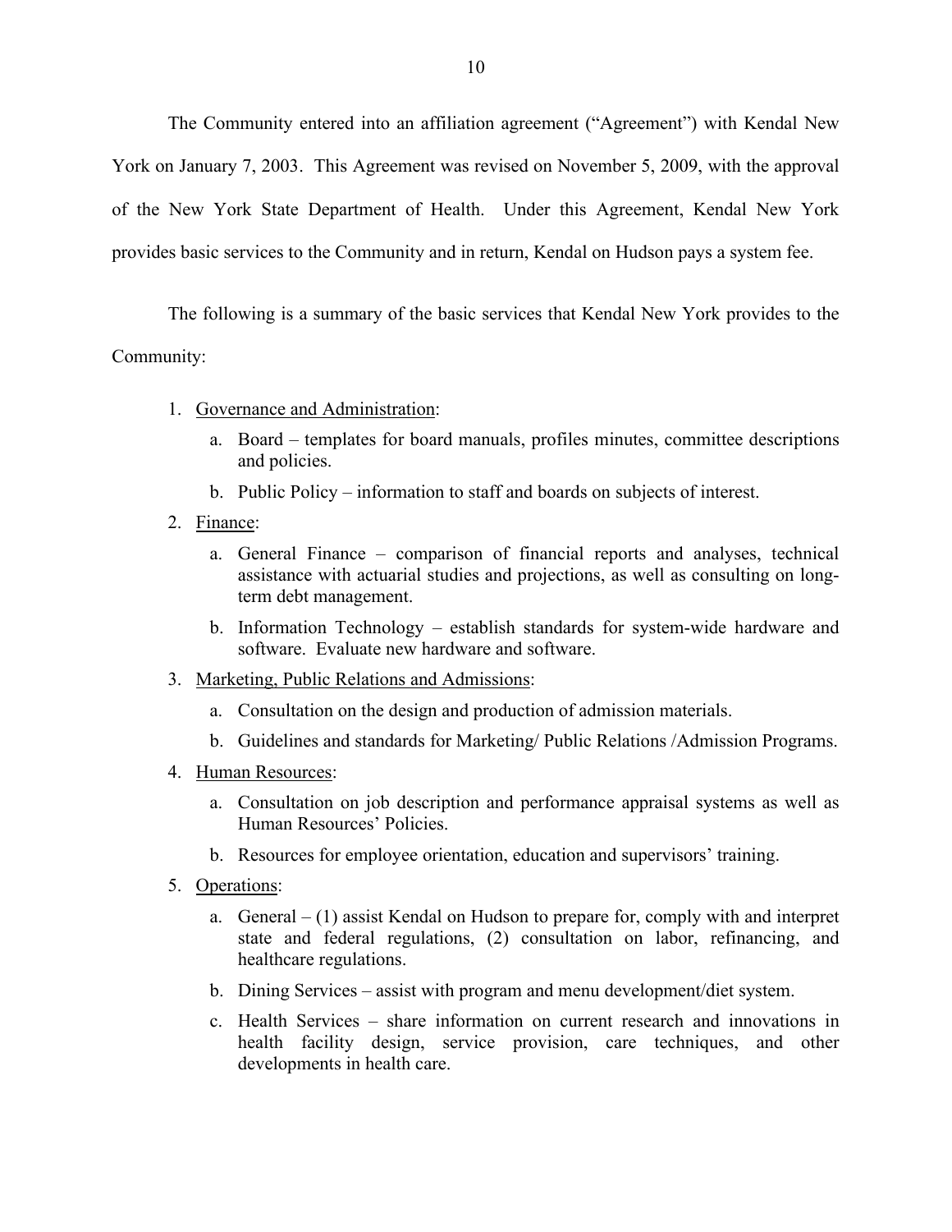The Community entered into an affiliation agreement ("Agreement") with Kendal New York on January 7, 2003. This Agreement was revised on November 5, 2009, with the approval of the New York State Department of Health. Under this Agreement, Kendal New York provides basic services to the Community and in return, Kendal on Hudson pays a system fee.

The following is a summary of the basic services that Kendal New York provides to the Community:

1. <u>Governance and Administration</u>:
   a. Board – templates for board manuals, profiles minutes, committee descriptions and policies.
   b. Public Policy – information to staff and boards on subjects of interest.
2. <u>Finance</u>:
   a. General Finance – comparison of financial reports and analyses, technical assistance with actuarial studies and projections, as well as consulting on long-term debt management.
   b. Information Technology – establish standards for system-wide hardware and software. Evaluate new hardware and software.
3. <u>Marketing, Public Relations and Admissions</u>:
   a. Consultation on the design and production of admission materials.
   b. Guidelines and standards for Marketing/ Public Relations /Admission Programs.
4. <u>Human Resources</u>:
   a. Consultation on job description and performance appraisal systems as well as Human Resources' Policies.
   b. Resources for employee orientation, education and supervisors' training.
5. <u>Operations</u>:
   a. General – (1) assist Kendal on Hudson to prepare for, comply with and interpret state and federal regulations, (2) consultation on labor, refinancing, and healthcare regulations.
   b. Dining Services – assist with program and menu development/diet system.
   c. Health Services – share information on current research and innovations in health facility design, service provision, care techniques, and other developments in health care.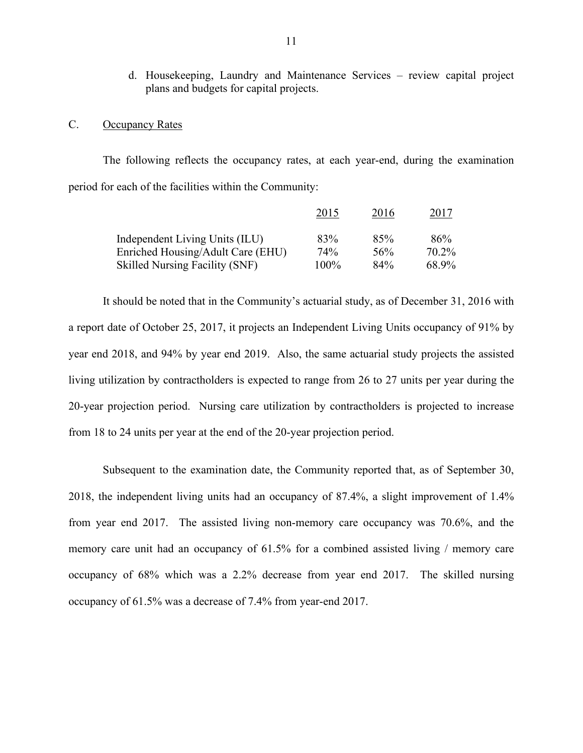d. Housekeeping, Laundry and Maintenance Services – review capital project plans and budgets for capital projects.

C. Occupancy Rates

The following reflects the occupancy rates, at each year-end, during the examination period for each of the facilities within the Community:

| | 2015 | 2016 | 2017 |
|---|---|---|---|
| Independent Living Units (ILU) | 83% | 85% | 86% |
| Enriched Housing/Adult Care (EHU) | 74% | 56% | 70.2% |
| Skilled Nursing Facility (SNF) | 100% | 84% | 68.9% |

It should be noted that in the Community's actuarial study, as of December 31, 2016 with a report date of October 25, 2017, it projects an Independent Living Units occupancy of 91% by year end 2018, and 94% by year end 2019. Also, the same actuarial study projects the assisted living utilization by contractholders is expected to range from 26 to 27 units per year during the 20-year projection period. Nursing care utilization by contractholders is projected to increase from 18 to 24 units per year at the end of the 20-year projection period.

Subsequent to the examination date, the Community reported that, as of September 30, 2018, the independent living units had an occupancy of 87.4%, a slight improvement of 1.4% from year end 2017. The assisted living non-memory care occupancy was 70.6%, and the memory care unit had an occupancy of 61.5% for a combined assisted living / memory care occupancy of 68% which was a 2.2% decrease from year end 2017. The skilled nursing occupancy of 61.5% was a decrease of 7.4% from year-end 2017.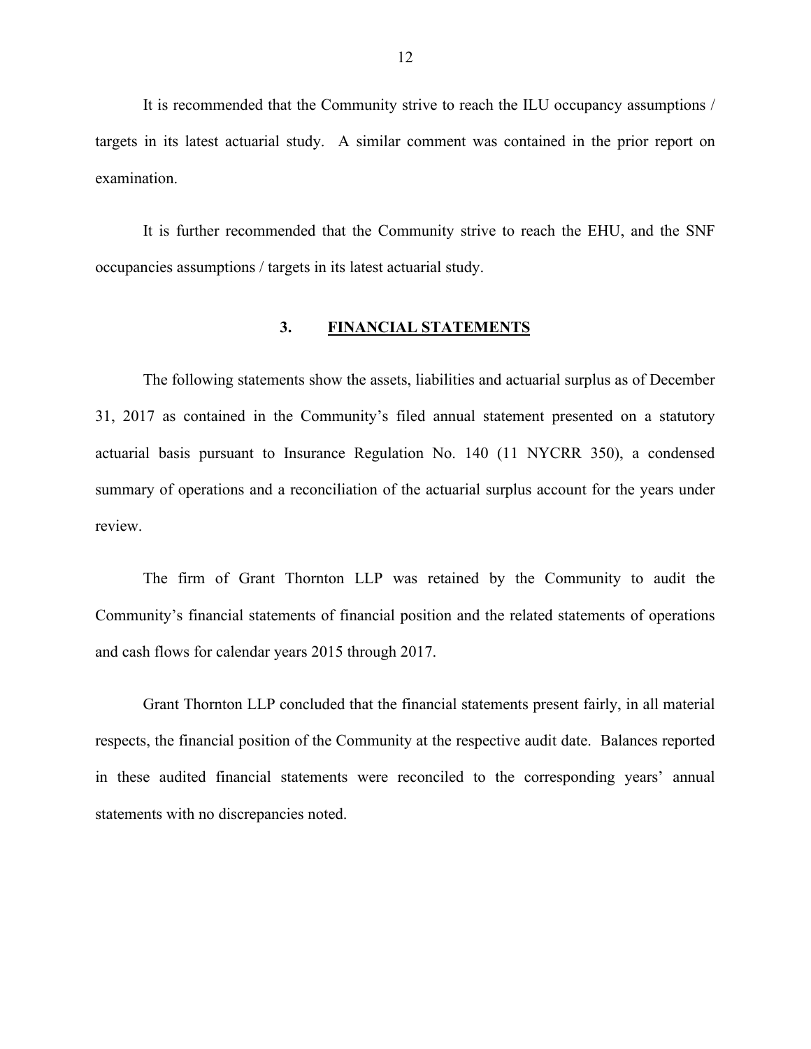It is recommended that the Community strive to reach the ILU occupancy assumptions / targets in its latest actuarial study. A similar comment was contained in the prior report on examination.

It is further recommended that the Community strive to reach the EHU, and the SNF occupancies assumptions / targets in its latest actuarial study.

## 3. FINANCIAL STATEMENTS

The following statements show the assets, liabilities and actuarial surplus as of December 31, 2017 as contained in the Community's filed annual statement presented on a statutory actuarial basis pursuant to Insurance Regulation No. 140 (11 NYCRR 350), a condensed summary of operations and a reconciliation of the actuarial surplus account for the years under review.

The firm of Grant Thornton LLP was retained by the Community to audit the Community's financial statements of financial position and the related statements of operations and cash flows for calendar years 2015 through 2017.

Grant Thornton LLP concluded that the financial statements present fairly, in all material respects, the financial position of the Community at the respective audit date. Balances reported in these audited financial statements were reconciled to the corresponding years' annual statements with no discrepancies noted.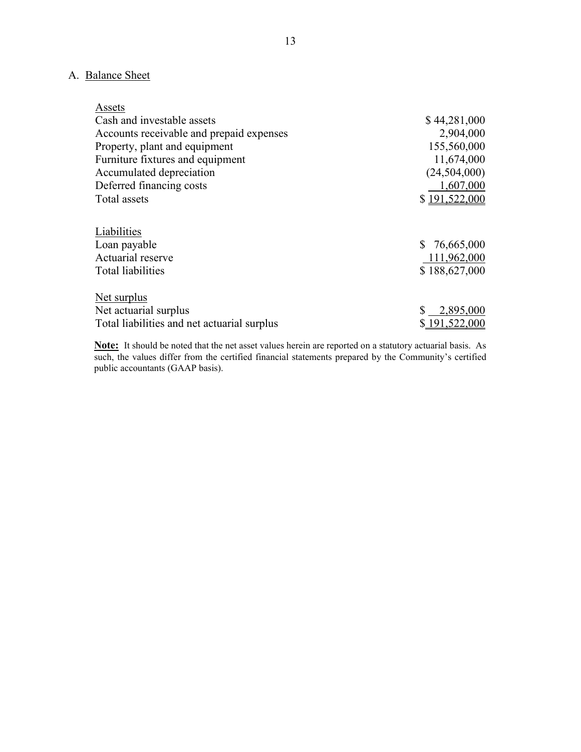### A. Balance Sheet

| Assets | |
|---|---|
| Cash and investable assets | $ 44,281,000 |
| Accounts receivable and prepaid expenses | 2,904,000 |
| Property, plant and equipment | 155,560,000 |
| Furniture fixtures and equipment | 11,674,000 |
| Accumulated depreciation | (24,504,000) |
| Deferred financing costs | 1,607,000 |
| Total assets | $ 191,522,000 |

| Liabilities | |
|---|---|
| Loan payable | $ 76,665,000 |
| Actuarial reserve | 111,962,000 |
| Total liabilities | $ 188,627,000 |

| Net surplus | |
|---|---|
| Net actuarial surplus | $ 2,895,000 |
| Total liabilities and net actuarial surplus | $ 191,522,000 |

**Note:** It should be noted that the net asset values herein are reported on a statutory actuarial basis. As such, the values differ from the certified financial statements prepared by the Community's certified public accountants (GAAP basis).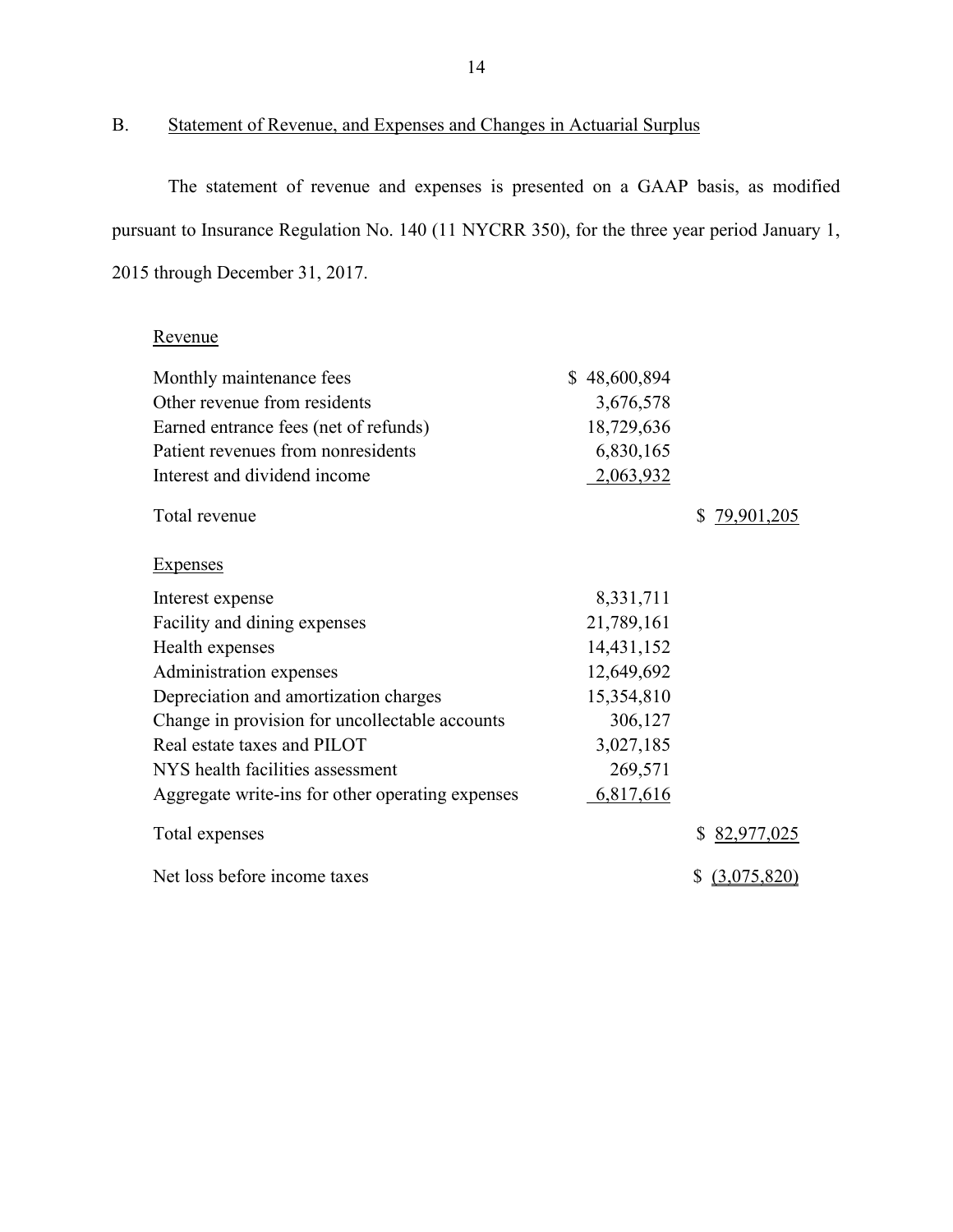## B. Statement of Revenue, and Expenses and Changes in Actuarial Surplus

The statement of revenue and expenses is presented on a GAAP basis, as modified pursuant to Insurance Regulation No. 140 (11 NYCRR 350), for the three year period January 1, 2015 through December 31, 2017.

| | | |
|---|---|---|
| **Revenue** | | |
| Monthly maintenance fees | $ 48,600,894 | |
| Other revenue from residents | 3,676,578 | |
| Earned entrance fees (net of refunds) | 18,729,636 | |
| Patient revenues from nonresidents | 6,830,165 | |
| Interest and dividend income | 2,063,932 | |
| Total revenue | | $ 79,901,205 |
| **Expenses** | | |
| Interest expense | 8,331,711 | |
| Facility and dining expenses | 21,789,161 | |
| Health expenses | 14,431,152 | |
| Administration expenses | 12,649,692 | |
| Depreciation and amortization charges | 15,354,810 | |
| Change in provision for uncollectable accounts | 306,127 | |
| Real estate taxes and PILOT | 3,027,185 | |
| NYS health facilities assessment | 269,571 | |
| Aggregate write-ins for other operating expenses | 6,817,616 | |
| Total expenses | | $ 82,977,025 |
| Net loss before income taxes | | $ (3,075,820) |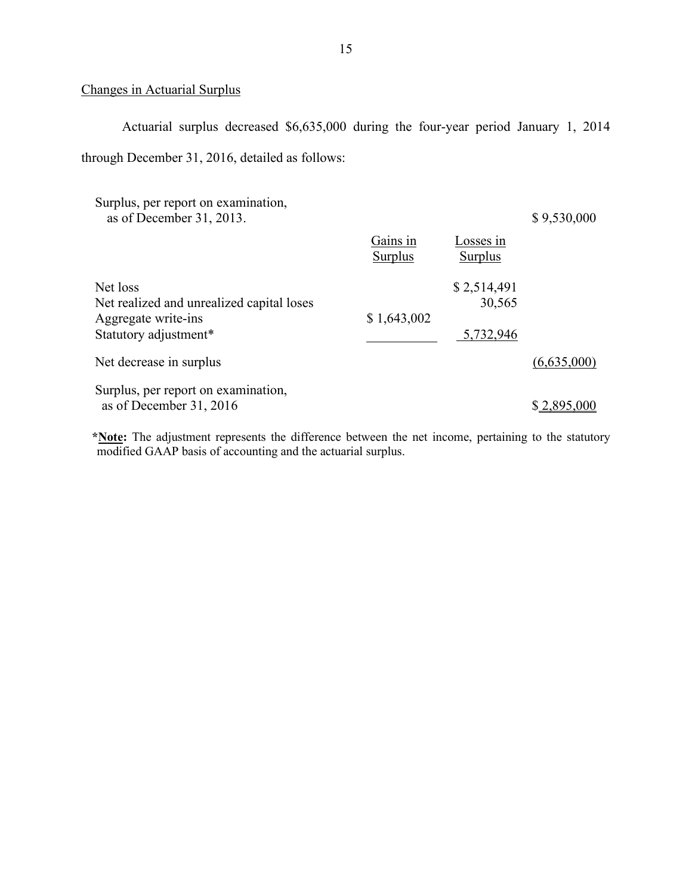## Changes in Actuarial Surplus

Actuarial surplus decreased $6,635,000 during the four-year period January 1, 2014 through December 31, 2016, detailed as follows:

| | Gains in Surplus | Losses in Surplus | |
|---|---|---|---|
| Surplus, per report on examination, as of December 31, 2013. | | | $ 9,530,000 |
| Net loss | | $ 2,514,491 | |
| Net realized and unrealized capital loses | | 30,565 | |
| Aggregate write-ins | $ 1,643,002 | | |
| Statutory adjustment* | | 5,732,946 | |
| Net decrease in surplus | | | (6,635,000) |
| Surplus, per report on examination, as of December 31, 2016 | | | $ 2,895,000 |

***Note:** The adjustment represents the difference between the net income, pertaining to the statutory modified GAAP basis of accounting and the actuarial surplus.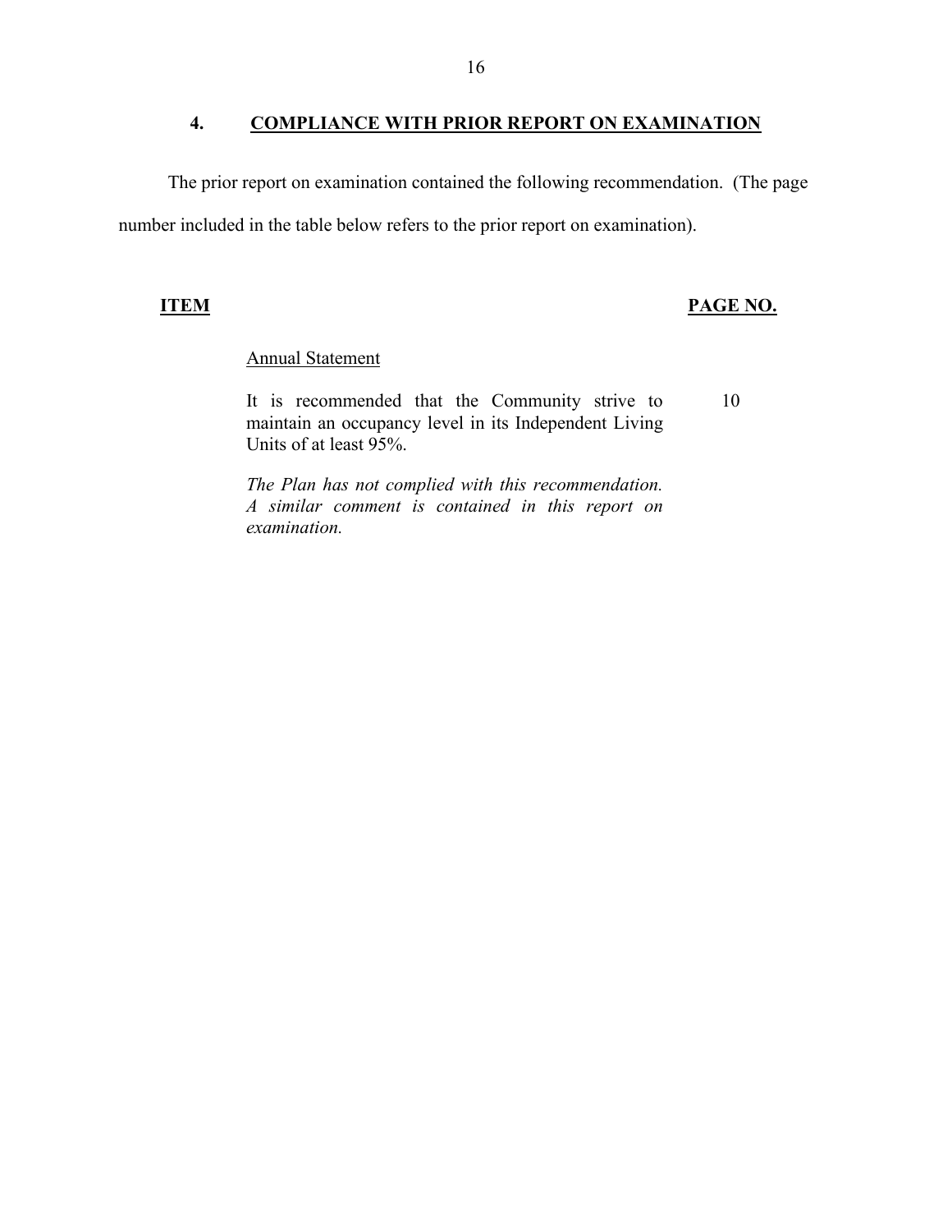## 4. COMPLIANCE WITH PRIOR REPORT ON EXAMINATION

The prior report on examination contained the following recommendation. (The page number included in the table below refers to the prior report on examination).

| ITEM | | PAGE NO. |
|---|---|---|
| | Annual Statement | |
| | It is recommended that the Community strive to maintain an occupancy level in its Independent Living Units of at least 95%. | 10 |
| | *The Plan has not complied with this recommendation. A similar comment is contained in this report on examination.* | |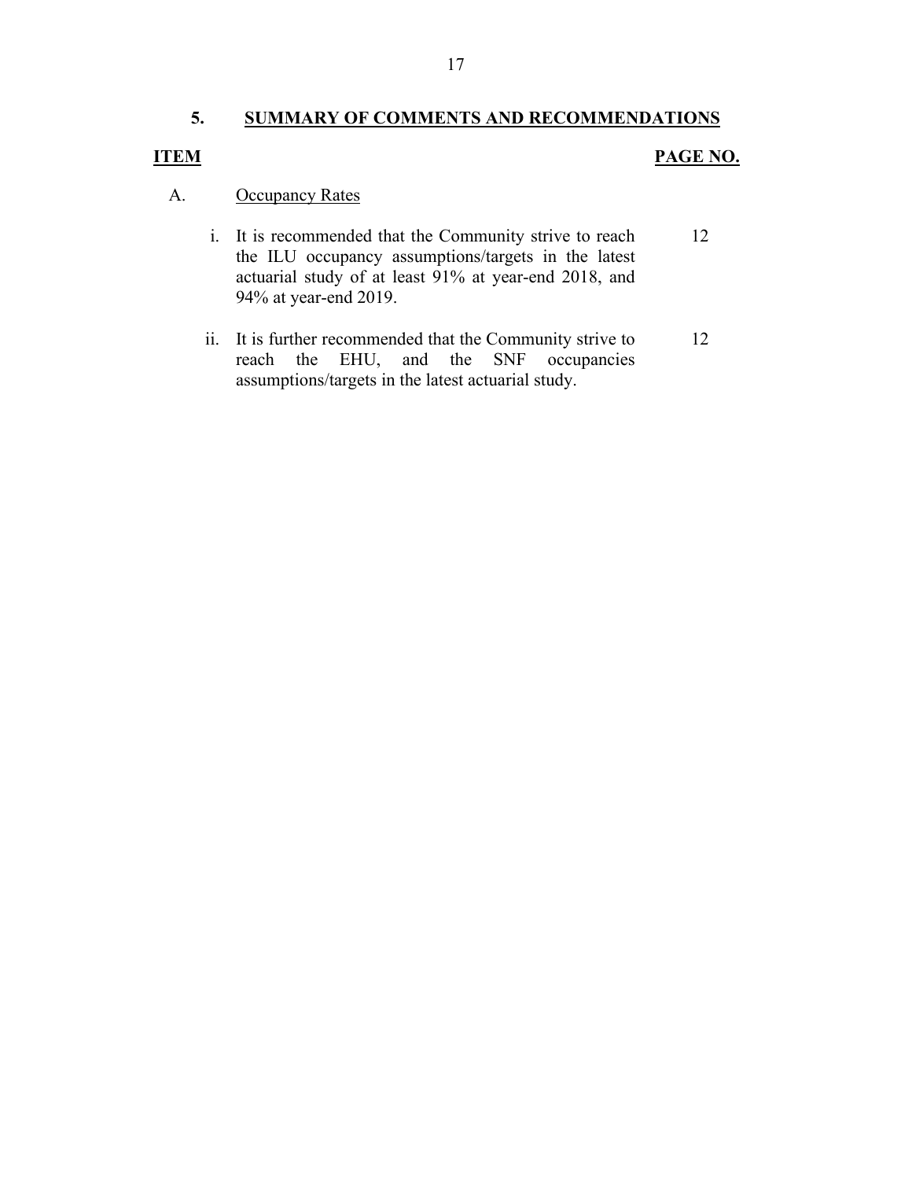## 5. SUMMARY OF COMMENTS AND RECOMMENDATIONS

| ITEM | | PAGE NO. |
|---|---|---|
| A. | Occupancy Rates | |
| i. | It is recommended that the Community strive to reach the ILU occupancy assumptions/targets in the latest actuarial study of at least 91% at year-end 2018, and 94% at year-end 2019. | 12 |
| ii. | It is further recommended that the Community strive to reach the EHU, and the SNF occupancies assumptions/targets in the latest actuarial study. | 12 |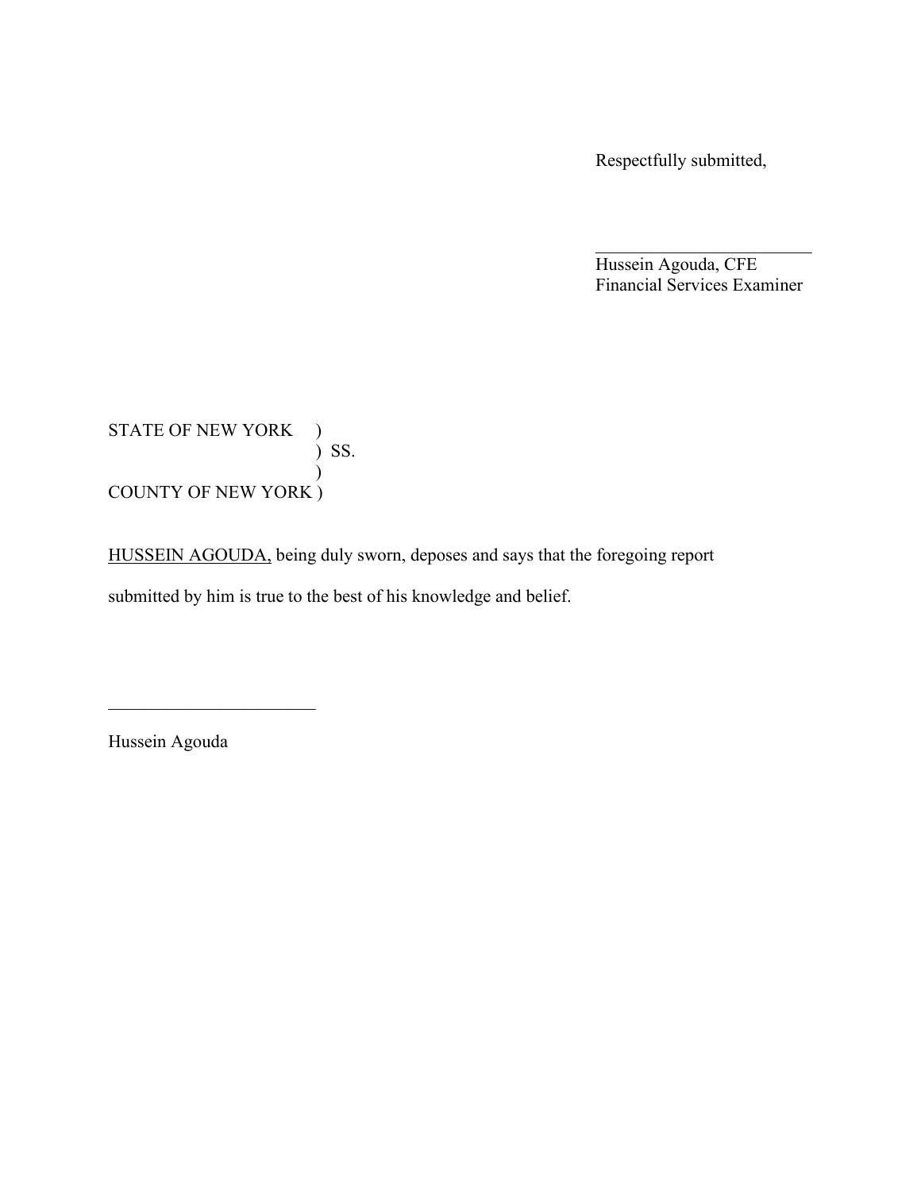Respectfully submitted,

\_\_\_\_\_\_\_\_\_\_\_\_\_\_\_\_\_\_\_\_\_\_\_\_\_

Hussein Agouda, CFE
Financial Services Examiner

STATE OF NEW YORK )
) SS.
)
COUNTY OF NEW YORK )

HUSSEIN AGOUDA, being duly sworn, deposes and says that the foregoing report submitted by him is true to the best of his knowledge and belief.

\_\_\_\_\_\_\_\_\_\_\_\_\_\_\_\_\_\_\_\_\_\_\_\_\_

Hussein Agouda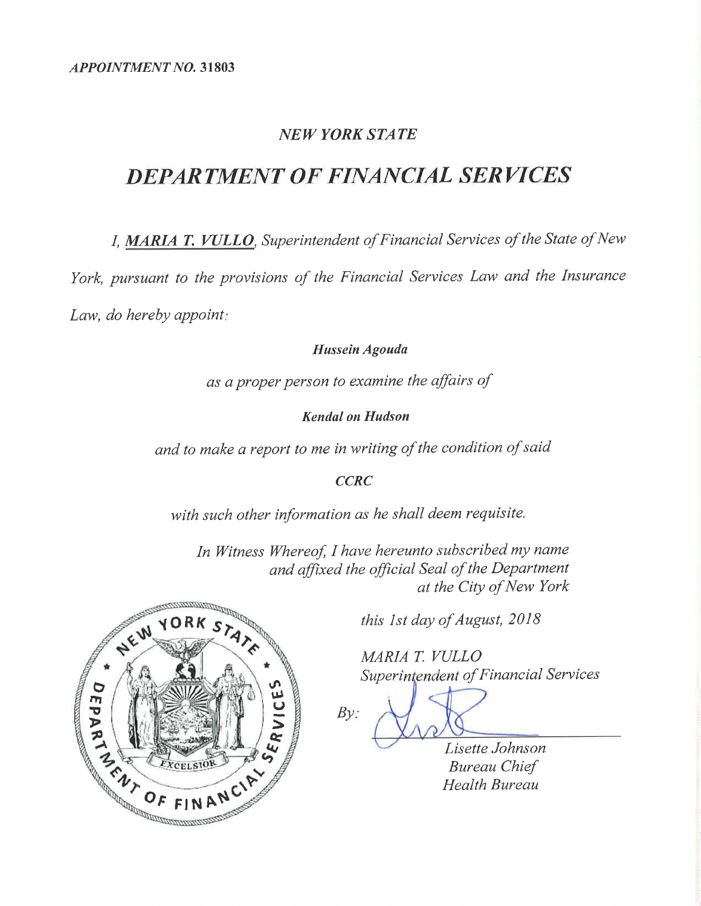*APPOINTMENT NO.* **31803**

## *NEW YORK STATE*

# *DEPARTMENT OF FINANCIAL SERVICES*

*I, **MARIA T. VULLO**, Superintendent of Financial Services of the State of New York, pursuant to the provisions of the Financial Services Law and the Insurance Law, do hereby appoint:*

***Hussein Agouda***

*as a proper person to examine the affairs of*

***Kendal on Hudson***

*and to make a report to me in writing of the condition of said*

***CCRC***

*with such other information as he shall deem requisite.*

*In Witness Whereof, I have hereunto subscribed my name and affixed the official Seal of the Department at the City of New York*

*this 1st day of August, 2018*

*MARIA T. VULLO*
*Superintendent of Financial Services*

*By:*

*Lisette Johnson*
*Bureau Chief*
*Health Bureau*